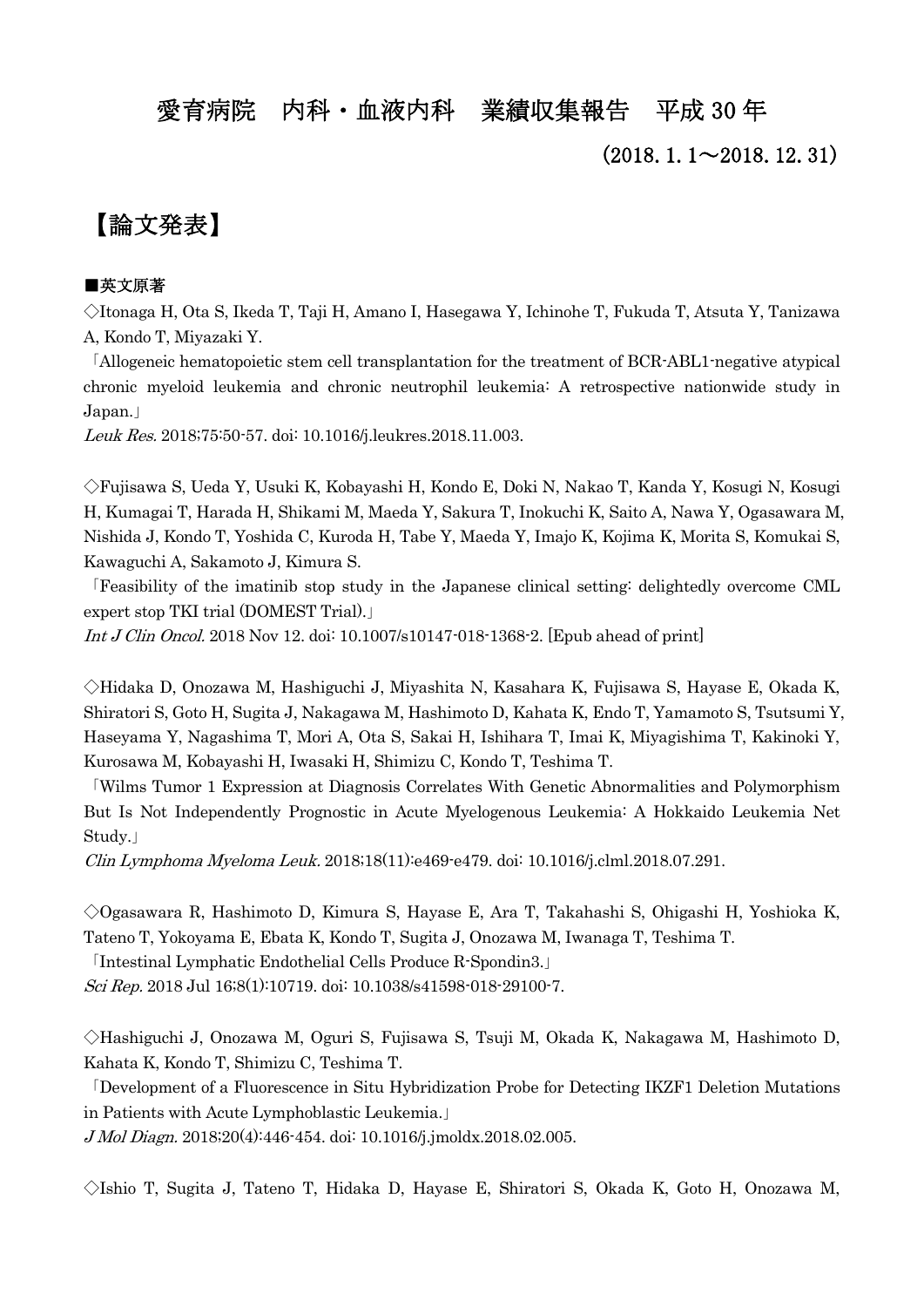# 愛育病院　内科・血液内科　業績収集報告　平成 30 年

（2018. 1. 1〜2018. 12. 31）

## 【論文発表】

**■英文原著**

◇Itonaga H, Ota S, Ikeda T, Taji H, Amano I, Hasegawa Y, Ichinohe T, Fukuda T, Atsuta Y, Tanizawa A, Kondo T, Miyazaki Y.

「Allogeneic hematopoietic stem cell transplantation for the treatment of BCR-ABL1-negative atypical chronic myeloid leukemia and chronic neutrophil leukemia: A retrospective nationwide study in Japan.」

*Leuk Res.* 2018;75:50-57. doi: 10.1016/j.leukres.2018.11.003.

◇Fujisawa S, Ueda Y, Usuki K, Kobayashi H, Kondo E, Doki N, Nakao T, Kanda Y, Kosugi N, Kosugi H, Kumagai T, Harada H, Shikami M, Maeda Y, Sakura T, Inokuchi K, Saito A, Nawa Y, Ogasawara M, Nishida J, Kondo T, Yoshida C, Kuroda H, Tabe Y, Maeda Y, Imajo K, Kojima K, Morita S, Komukai S, Kawaguchi A, Sakamoto J, Kimura S.

「Feasibility of the imatinib stop study in the Japanese clinical setting: delightedly overcome CML expert stop TKI trial (DOMEST Trial).」

*Int J Clin Oncol.* 2018 Nov 12. doi: 10.1007/s10147-018-1368-2. [Epub ahead of print]

◇Hidaka D, Onozawa M, Hashiguchi J, Miyashita N, Kasahara K, Fujisawa S, Hayase E, Okada K, Shiratori S, Goto H, Sugita J, Nakagawa M, Hashimoto D, Kahata K, Endo T, Yamamoto S, Tsutsumi Y, Haseyama Y, Nagashima T, Mori A, Ota S, Sakai H, Ishihara T, Imai K, Miyagishima T, Kakinoki Y, Kurosawa M, Kobayashi H, Iwasaki H, Shimizu C, Kondo T, Teshima T.

「Wilms Tumor 1 Expression at Diagnosis Correlates With Genetic Abnormalities and Polymorphism But Is Not Independently Prognostic in Acute Myelogenous Leukemia: A Hokkaido Leukemia Net Study.」

*Clin Lymphoma Myeloma Leuk.* 2018;18(11):e469-e479. doi: 10.1016/j.clml.2018.07.291.

◇Ogasawara R, Hashimoto D, Kimura S, Hayase E, Ara T, Takahashi S, Ohigashi H, Yoshioka K, Tateno T, Yokoyama E, Ebata K, Kondo T, Sugita J, Onozawa M, Iwanaga T, Teshima T.

「Intestinal Lymphatic Endothelial Cells Produce R-Spondin3.」

*Sci Rep.* 2018 Jul 16;8(1):10719. doi: 10.1038/s41598-018-29100-7.

◇Hashiguchi J, Onozawa M, Oguri S, Fujisawa S, Tsuji M, Okada K, Nakagawa M, Hashimoto D, Kahata K, Kondo T, Shimizu C, Teshima T.

「Development of a Fluorescence in Situ Hybridization Probe for Detecting IKZF1 Deletion Mutations in Patients with Acute Lymphoblastic Leukemia.」

*J Mol Diagn.* 2018;20(4):446-454. doi: 10.1016/j.jmoldx.2018.02.005.

◇Ishio T, Sugita J, Tateno T, Hidaka D, Hayase E, Shiratori S, Okada K, Goto H, Onozawa M,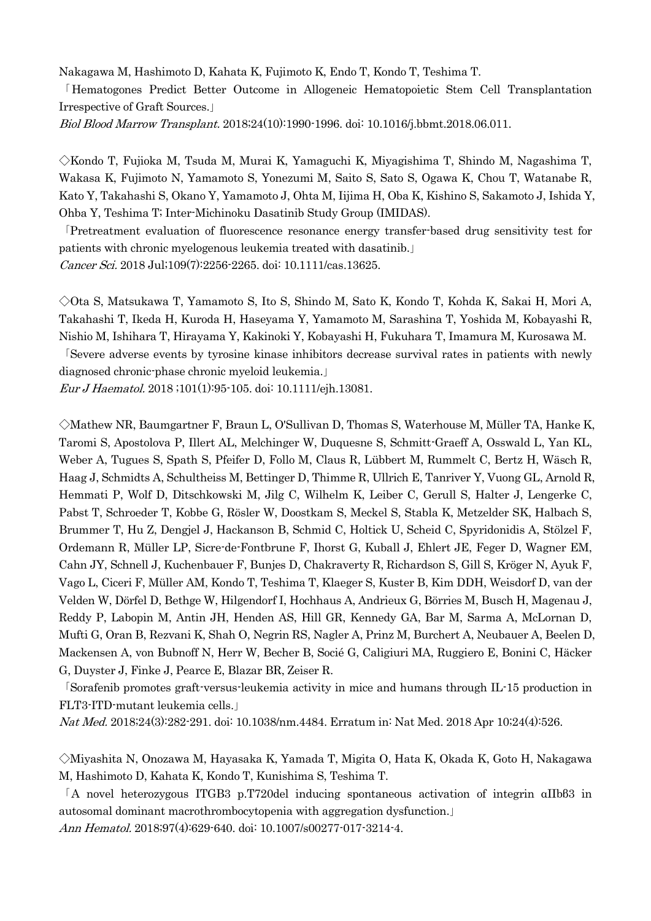Nakagawa M, Hashimoto D, Kahata K, Fujimoto K, Endo T, Kondo T, Teshima T.

「Hematogones Predict Better Outcome in Allogeneic Hematopoietic Stem Cell Transplantation Irrespective of Graft Sources.」

*Biol Blood Marrow Transplant.* 2018;24(10):1990-1996. doi: 10.1016/j.bbmt.2018.06.011.

◇Kondo T, Fujioka M, Tsuda M, Murai K, Yamaguchi K, Miyagishima T, Shindo M, Nagashima T, Wakasa K, Fujimoto N, Yamamoto S, Yonezumi M, Saito S, Sato S, Ogawa K, Chou T, Watanabe R, Kato Y, Takahashi S, Okano Y, Yamamoto J, Ohta M, Iijima H, Oba K, Kishino S, Sakamoto J, Ishida Y, Ohba Y, Teshima T; Inter-Michinoku Dasatinib Study Group (IMIDAS).

「Pretreatment evaluation of fluorescence resonance energy transfer-based drug sensitivity test for patients with chronic myelogenous leukemia treated with dasatinib.」

*Cancer Sci.* 2018 Jul;109(7):2256-2265. doi: 10.1111/cas.13625.

◇Ota S, Matsukawa T, Yamamoto S, Ito S, Shindo M, Sato K, Kondo T, Kohda K, Sakai H, Mori A, Takahashi T, Ikeda H, Kuroda H, Haseyama Y, Yamamoto M, Sarashina T, Yoshida M, Kobayashi R, Nishio M, Ishihara T, Hirayama Y, Kakinoki Y, Kobayashi H, Fukuhara T, Imamura M, Kurosawa M.

「Severe adverse events by tyrosine kinase inhibitors decrease survival rates in patients with newly diagnosed chronic-phase chronic myeloid leukemia.」

*Eur J Haematol.* 2018 ;101(1):95-105. doi: 10.1111/ejh.13081.

◇Mathew NR, Baumgartner F, Braun L, O'Sullivan D, Thomas S, Waterhouse M, Müller TA, Hanke K, Taromi S, Apostolova P, Illert AL, Melchinger W, Duquesne S, Schmitt-Graeff A, Osswald L, Yan KL, Weber A, Tugues S, Spath S, Pfeifer D, Follo M, Claus R, Lübbert M, Rummelt C, Bertz H, Wäsch R, Haag J, Schmidts A, Schultheiss M, Bettinger D, Thimme R, Ullrich E, Tanriver Y, Vuong GL, Arnold R, Hemmati P, Wolf D, Ditschkowski M, Jilg C, Wilhelm K, Leiber C, Gerull S, Halter J, Lengerke C, Pabst T, Schroeder T, Kobbe G, Rösler W, Doostkam S, Meckel S, Stabla K, Metzelder SK, Halbach S, Brummer T, Hu Z, Dengjel J, Hackanson B, Schmid C, Holtick U, Scheid C, Spyridonidis A, Stölzel F, Ordemann R, Müller LP, Sicre-de-Fontbrune F, Ihorst G, Kuball J, Ehlert JE, Feger D, Wagner EM, Cahn JY, Schnell J, Kuchenbauer F, Bunjes D, Chakraverty R, Richardson S, Gill S, Kröger N, Ayuk F, Vago L, Ciceri F, Müller AM, Kondo T, Teshima T, Klaeger S, Kuster B, Kim DDH, Weisdorf D, van der Velden W, Dörfel D, Bethge W, Hilgendorf I, Hochhaus A, Andrieux G, Börries M, Busch H, Magenau J, Reddy P, Labopin M, Antin JH, Henden AS, Hill GR, Kennedy GA, Bar M, Sarma A, McLornan D, Mufti G, Oran B, Rezvani K, Shah O, Negrin RS, Nagler A, Prinz M, Burchert A, Neubauer A, Beelen D, Mackensen A, von Bubnoff N, Herr W, Becher B, Socié G, Caligiuri MA, Ruggiero E, Bonini C, Häcker G, Duyster J, Finke J, Pearce E, Blazar BR, Zeiser R.

「Sorafenib promotes graft-versus-leukemia activity in mice and humans through IL-15 production in FLT3-ITD-mutant leukemia cells.」

*Nat Med.* 2018;24(3):282-291. doi: 10.1038/nm.4484. Erratum in: Nat Med. 2018 Apr 10;24(4):526.

◇Miyashita N, Onozawa M, Hayasaka K, Yamada T, Migita O, Hata K, Okada K, Goto H, Nakagawa M, Hashimoto D, Kahata K, Kondo T, Kunishima S, Teshima T.

「A novel heterozygous ITGB3 p.T720del inducing spontaneous activation of integrin αIIbβ3 in autosomal dominant macrothrombocytopenia with aggregation dysfunction.」

*Ann Hematol.* 2018;97(4):629-640. doi: 10.1007/s00277-017-3214-4.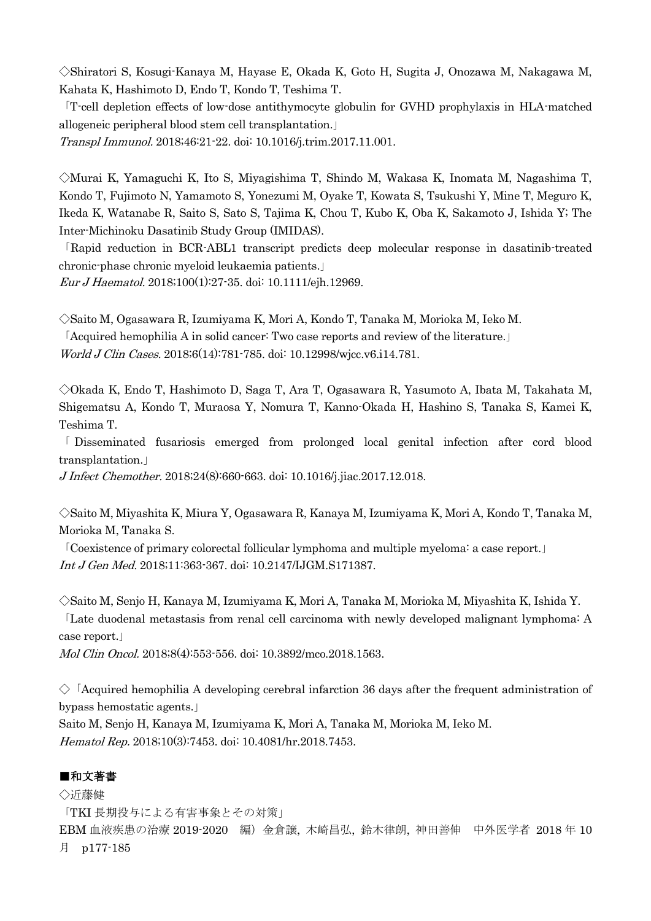◇Shiratori S, Kosugi-Kanaya M, Hayase E, Okada K, Goto H, Sugita J, Onozawa M, Nakagawa M, Kahata K, Hashimoto D, Endo T, Kondo T, Teshima T.

「T-cell depletion effects of low-dose antithymocyte globulin for GVHD prophylaxis in HLA-matched allogeneic peripheral blood stem cell transplantation.」

*Transpl Immunol.* 2018;46:21-22. doi: 10.1016/j.trim.2017.11.001.

◇Murai K, Yamaguchi K, Ito S, Miyagishima T, Shindo M, Wakasa K, Inomata M, Nagashima T, Kondo T, Fujimoto N, Yamamoto S, Yonezumi M, Oyake T, Kowata S, Tsukushi Y, Mine T, Meguro K, Ikeda K, Watanabe R, Saito S, Sato S, Tajima K, Chou T, Kubo K, Oba K, Sakamoto J, Ishida Y; The Inter-Michinoku Dasatinib Study Group (IMIDAS).

「Rapid reduction in BCR-ABL1 transcript predicts deep molecular response in dasatinib-treated chronic-phase chronic myeloid leukaemia patients.」

*Eur J Haematol.* 2018;100(1):27-35. doi: 10.1111/ejh.12969.

◇Saito M, Ogasawara R, Izumiyama K, Mori A, Kondo T, Tanaka M, Morioka M, Ieko M.

「Acquired hemophilia A in solid cancer: Two case reports and review of the literature.」

*World J Clin Cases.* 2018;6(14):781-785. doi: 10.12998/wjcc.v6.i14.781.

◇Okada K, Endo T, Hashimoto D, Saga T, Ara T, Ogasawara R, Yasumoto A, Ibata M, Takahata M, Shigematsu A, Kondo T, Muraosa Y, Nomura T, Kanno-Okada H, Hashino S, Tanaka S, Kamei K, Teshima T.

「Disseminated fusariosis emerged from prolonged local genital infection after cord blood transplantation.」

*J Infect Chemother.* 2018;24(8):660-663. doi: 10.1016/j.jiac.2017.12.018.

◇Saito M, Miyashita K, Miura Y, Ogasawara R, Kanaya M, Izumiyama K, Mori A, Kondo T, Tanaka M, Morioka M, Tanaka S.

「Coexistence of primary colorectal follicular lymphoma and multiple myeloma: a case report.」

*Int J Gen Med.* 2018;11:363-367. doi: 10.2147/IJGM.S171387.

◇Saito M, Senjo H, Kanaya M, Izumiyama K, Mori A, Tanaka M, Morioka M, Miyashita K, Ishida Y.

「Late duodenal metastasis from renal cell carcinoma with newly developed malignant lymphoma: A case report.」

*Mol Clin Oncol.* 2018;8(4):553-556. doi: 10.3892/mco.2018.1563.

◇「Acquired hemophilia A developing cerebral infarction 36 days after the frequent administration of bypass hemostatic agents.」

Saito M, Senjo H, Kanaya M, Izumiyama K, Mori A, Tanaka M, Morioka M, Ieko M.

*Hematol Rep.* 2018;10(3):7453. doi: 10.4081/hr.2018.7453.

**■和文著書**

◇近藤健

「TKI 長期投与による有害事象とその対策」

EBM 血液疾患の治療 2019-2020　編）金倉譲, 木崎昌弘, 鈴木律朗, 神田善伸　中外医学者 2018 年 10 月　p177-185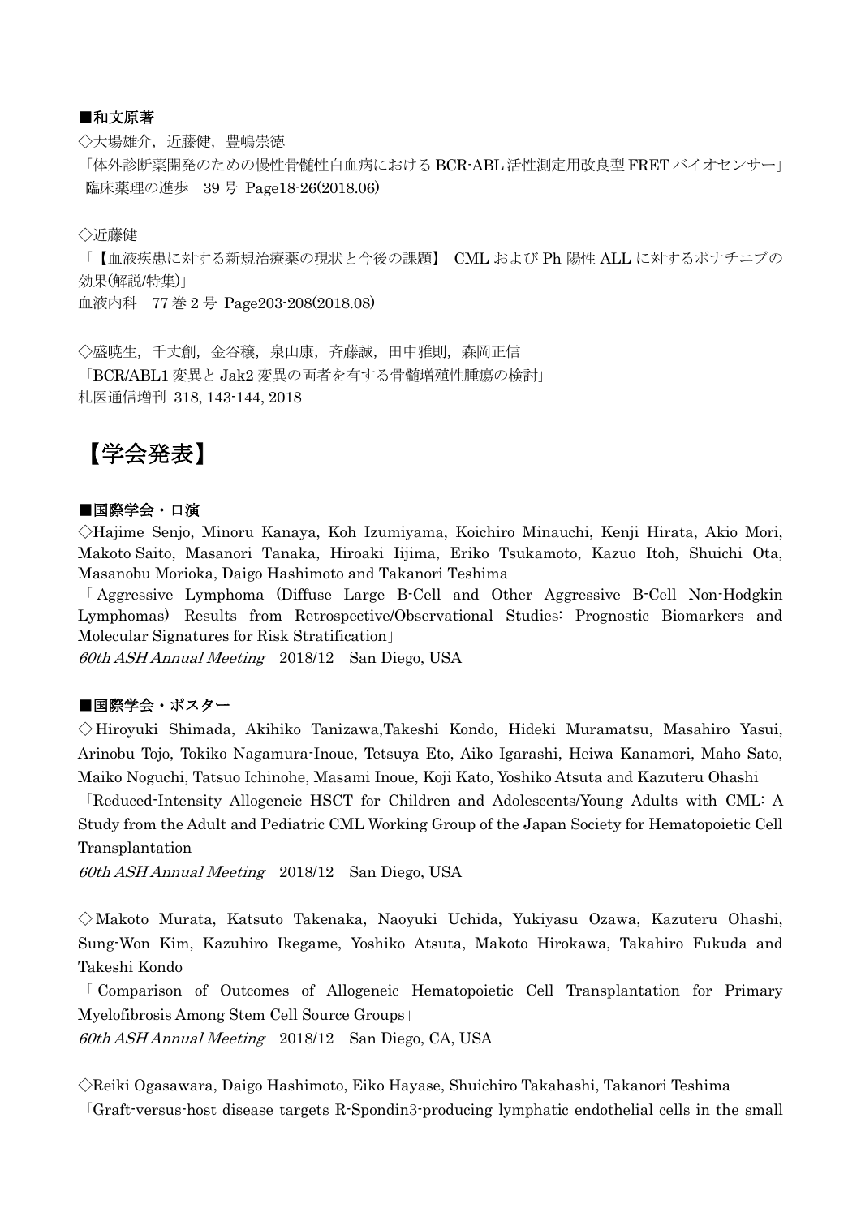■和文原著

◇大場雄介，近藤健，豊嶋崇徳

「体外診断薬開発のための慢性骨髄性白血病における BCR-ABL 活性測定用改良型 FRET バイオセンサー」
臨床薬理の進歩　39 号　Page18-26(2018.06)

◇近藤健

「【血液疾患に対する新規治療薬の現状と今後の課題】 CML および Ph 陽性 ALL に対するポナチニブの効果(解説/特集)」
血液内科　77 巻 2 号　Page203-208(2018.08)

◇盛暁生，千丈創，金谷穣，泉山康，斉藤誠，田中雅則，森岡正信

「BCR/ABL1 変異と Jak2 変異の両者を有する骨髄増殖性腫瘍の検討」
札医通信増刊 318, 143-144, 2018

# 【学会発表】

■国際学会・口演

◇Hajime Senjo, Minoru Kanaya, Koh Izumiyama, Koichiro Minauchi, Kenji Hirata, Akio Mori, Makoto Saito, Masanori Tanaka, Hiroaki Iijima, Eriko Tsukamoto, Kazuo Itoh, Shuichi Ota, Masanobu Morioka, Daigo Hashimoto and Takanori Teshima

「Aggressive Lymphoma (Diffuse Large B-Cell and Other Aggressive B-Cell Non-Hodgkin Lymphomas)—Results from Retrospective/Observational Studies: Prognostic Biomarkers and Molecular Signatures for Risk Stratification」

*60th ASH Annual Meeting*　2018/12　San Diego, USA

■国際学会・ポスター

◇Hiroyuki Shimada, Akihiko Tanizawa,Takeshi Kondo, Hideki Muramatsu, Masahiro Yasui, Arinobu Tojo, Tokiko Nagamura-Inoue, Tetsuya Eto, Aiko Igarashi, Heiwa Kanamori, Maho Sato, Maiko Noguchi, Tatsuo Ichinohe, Masami Inoue, Koji Kato, Yoshiko Atsuta and Kazuteru Ohashi

「Reduced-Intensity Allogeneic HSCT for Children and Adolescents/Young Adults with CML: A Study from the Adult and Pediatric CML Working Group of the Japan Society for Hematopoietic Cell Transplantation」

*60th ASH Annual Meeting*　2018/12　San Diego, USA

◇Makoto Murata, Katsuto Takenaka, Naoyuki Uchida, Yukiyasu Ozawa, Kazuteru Ohashi, Sung-Won Kim, Kazuhiro Ikegame, Yoshiko Atsuta, Makoto Hirokawa, Takahiro Fukuda and Takeshi Kondo

「Comparison of Outcomes of Allogeneic Hematopoietic Cell Transplantation for Primary Myelofibrosis Among Stem Cell Source Groups」

*60th ASH Annual Meeting*　2018/12　San Diego, CA, USA

◇Reiki Ogasawara, Daigo Hashimoto, Eiko Hayase, Shuichiro Takahashi, Takanori Teshima

「Graft-versus-host disease targets R-Spondin3-producing lymphatic endothelial cells in the small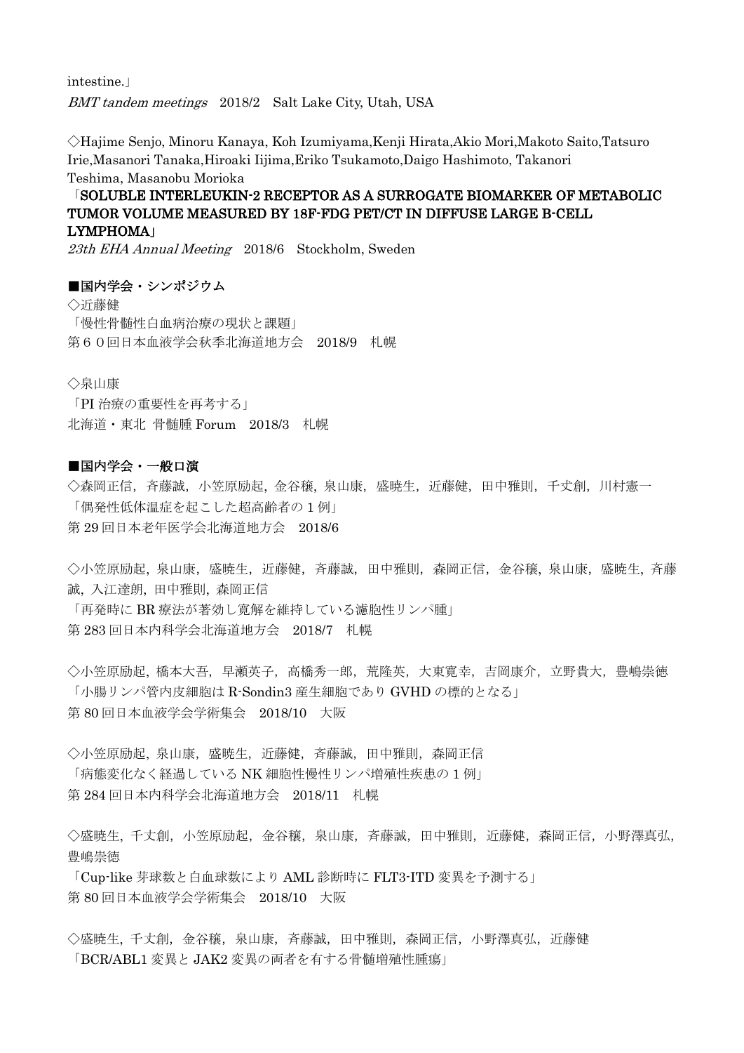intestine.」

*BMT tandem meetings*　2018/2　Salt Lake City, Utah, USA

◇Hajime Senjo, Minoru Kanaya, Koh Izumiyama,Kenji Hirata,Akio Mori,Makoto Saito,Tatsuro Irie,Masanori Tanaka,Hiroaki Iijima,Eriko Tsukamoto,Daigo Hashimoto, Takanori Teshima, Masanobu Morioka

「SOLUBLE INTERLEUKIN-2 RECEPTOR AS A SURROGATE BIOMARKER OF METABOLIC TUMOR VOLUME MEASURED BY 18F-FDG PET/CT IN DIFFUSE LARGE B-CELL LYMPHOMA」

*23th EHA Annual Meeting*　2018/6　Stockholm, Sweden

**■国内学会・シンポジウム**

◇近藤健

「慢性骨髄性白血病治療の現状と課題」

第６０回日本血液学会秋季北海道地方会　2018/9　札幌

◇泉山康

「PI 治療の重要性を再考する」

北海道・東北 骨髄腫 Forum　2018/3　札幌

**■国内学会・一般口演**

◇森岡正信，斉藤誠，小笠原励起，金谷穣，泉山康，盛暁生，近藤健，田中雅則，千丈創，川村憲一

「偶発性低体温症を起こした超高齢者の１例」

第 29 回日本老年医学会北海道地方会　2018/6

◇小笠原励起，泉山康，盛暁生，近藤健，斉藤誠，田中雅則，森岡正信，金谷穣，泉山康，盛暁生，斉藤誠，入江達朗，田中雅則，森岡正信

「再発時に BR 療法が著効し寛解を維持している濾胞性リンパ腫」

第 283 回日本内科学会北海道地方会　2018/7　札幌

◇小笠原励起，橋本大吾，早瀬英子，高橋秀一郎，荒隆英，大東寛幸，吉岡康介，立野貴大，豊嶋崇徳

「小腸リンパ管内皮細胞は R-Sondin3 産生細胞であり GVHD の標的となる」

第 80 回日本血液学会学術集会　2018/10　大阪

◇小笠原励起，泉山康，盛暁生，近藤健，斉藤誠，田中雅則，森岡正信

「病態変化なく経過している NK 細胞性慢性リンパ増殖性疾患の１例」

第 284 回日本内科学会北海道地方会　2018/11　札幌

◇盛暁生，千丈創，小笠原励起，金谷穣，泉山康，斉藤誠，田中雅則，近藤健，森岡正信，小野澤真弘，豊嶋崇徳

「Cup-like 芽球数と白血球数により AML 診断時に FLT3-ITD 変異を予測する」

第 80 回日本血液学会学術集会　2018/10　大阪

◇盛暁生，千丈創，金谷穣，泉山康，斉藤誠，田中雅則，森岡正信，小野澤真弘，近藤健

「BCR/ABL1 変異と JAK2 変異の両者を有する骨髄増殖性腫瘍」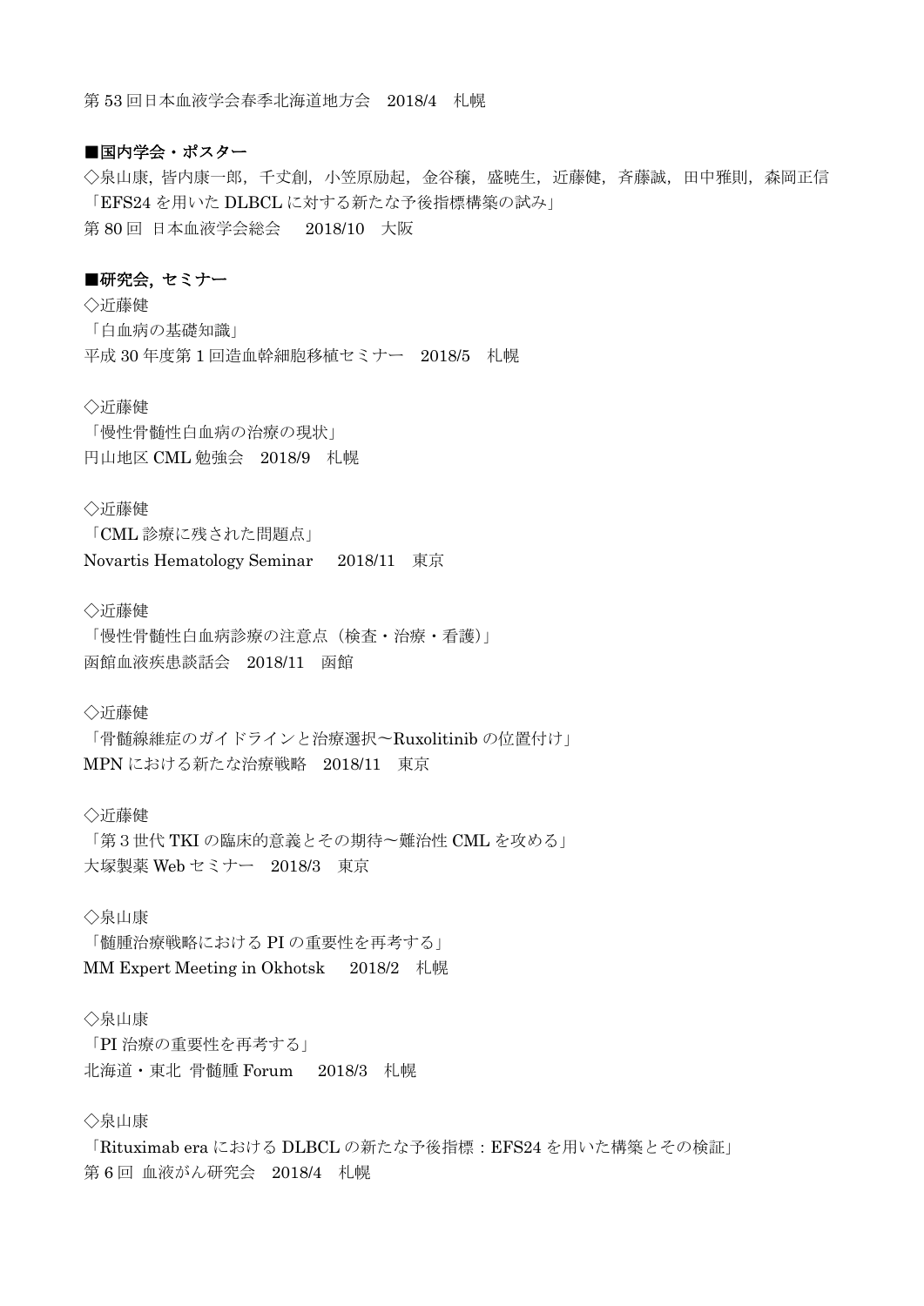第 53 回日本血液学会春季北海道地方会　2018/4　札幌

**■国内学会・ポスター**

◇泉山康, 皆内康一郎, 千丈創, 小笠原励起, 金谷穣, 盛暁生, 近藤健, 斉藤誠, 田中雅則, 森岡正信
「EFS24 を用いた DLBCL に対する新たな予後指標構築の試み」
第 80 回 日本血液学会総会　 2018/10　大阪

**■研究会, セミナー**

◇近藤健
「白血病の基礎知識」
平成 30 年度第 1 回造血幹細胞移植セミナー　2018/5　札幌

◇近藤健
「慢性骨髄性白血病の治療の現状」
円山地区 CML 勉強会　2018/9　札幌

◇近藤健
「CML 診療に残された問題点」
Novartis Hematology Seminar　 2018/11　東京

◇近藤健
「慢性骨髄性白血病診療の注意点（検査・治療・看護）」
函館血液疾患談話会　2018/11　函館

◇近藤健
「骨髄線維症のガイドラインと治療選択〜Ruxolitinib の位置付け」
MPN における新たな治療戦略　2018/11　東京

◇近藤健
「第 3 世代 TKI の臨床的意義とその期待〜難治性 CML を攻める」
大塚製薬 Web セミナー　2018/3　東京

◇泉山康
「髄腫治療戦略における PI の重要性を再考する」
MM Expert Meeting in Okhotsk　 2018/2　札幌

◇泉山康
「PI 治療の重要性を再考する」
北海道・東北 骨髄腫 Forum　 2018/3　札幌

◇泉山康
「Rituximab era における DLBCL の新たな予後指標：EFS24 を用いた構築とその検証」
第 6 回 血液がん研究会　2018/4　札幌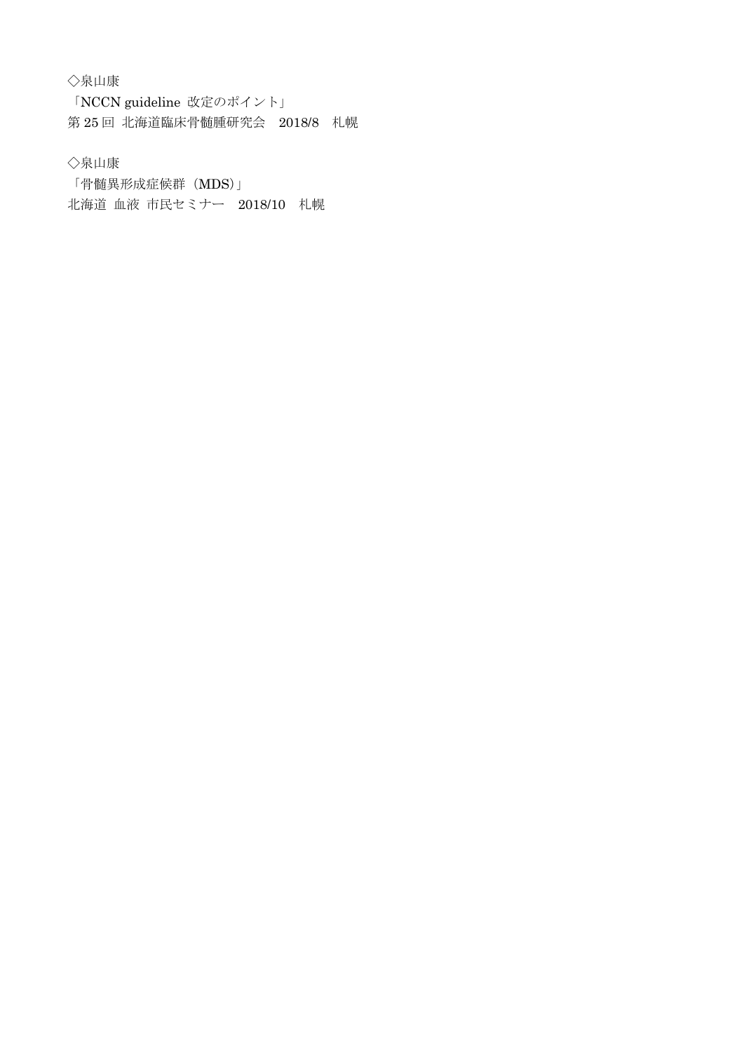◇泉山康
「NCCN guideline 改定のポイント」
第 25 回 北海道臨床骨髄腫研究会　2018/8　札幌

◇泉山康
「骨髄異形成症候群（MDS)」
北海道 血液 市民セミナー　2018/10　札幌